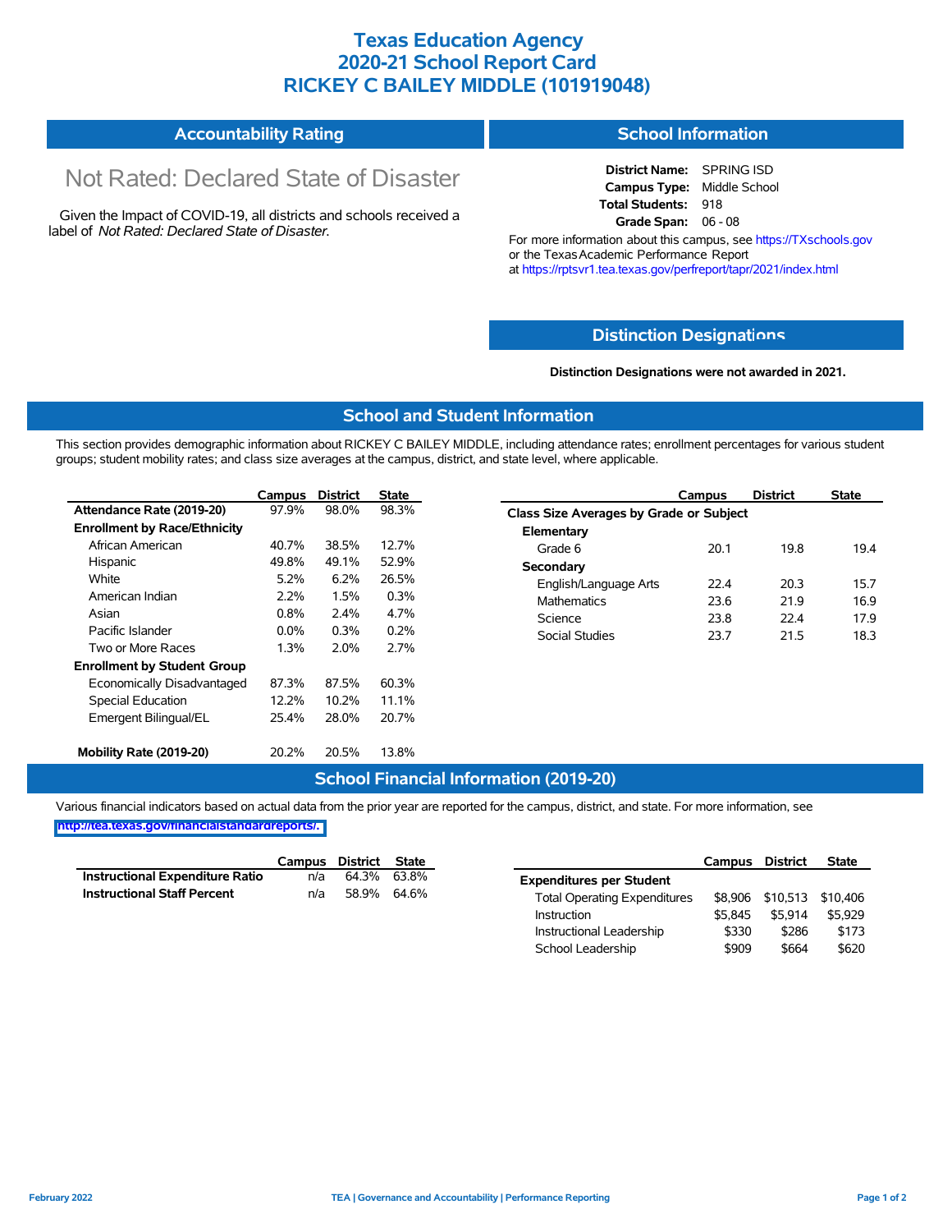# Texas Education Agency
# 2020-21 School Report Card
# RICKEY C BAILEY MIDDLE (101919048)

## Accountability Rating

Not Rated: Declared State of Disaster

Given the Impact of COVID-19, all districts and schools received a label of *Not Rated: Declared State of Disaster*.

## School Information

**District Name:** SPRING ISD
**Campus Type:** Middle School
**Total Students:** 918
**Grade Span:** 06 - 08

For more information about this campus, see https://TXschools.gov or the Texas Academic Performance Report at https://rptsvr1.tea.texas.gov/perfreport/tapr/2021/index.html

## Distinction Designations

**Distinction Designations were not awarded in 2021.**

## School and Student Information

This section provides demographic information about RICKEY C BAILEY MIDDLE, including attendance rates; enrollment percentages for various student groups; student mobility rates; and class size averages at the campus, district, and state level, where applicable.

| | Campus | District | State |
|---|---|---|---|
| **Attendance Rate (2019-20)** | 97.9% | 98.0% | 98.3% |
| **Enrollment by Race/Ethnicity** | | | |
| African American | 40.7% | 38.5% | 12.7% |
| Hispanic | 49.8% | 49.1% | 52.9% |
| White | 5.2% | 6.2% | 26.5% |
| American Indian | 2.2% | 1.5% | 0.3% |
| Asian | 0.8% | 2.4% | 4.7% |
| Pacific Islander | 0.0% | 0.3% | 0.2% |
| Two or More Races | 1.3% | 2.0% | 2.7% |
| **Enrollment by Student Group** | | | |
| Economically Disadvantaged | 87.3% | 87.5% | 60.3% |
| Special Education | 12.2% | 10.2% | 11.1% |
| Emergent Bilingual/EL | 25.4% | 28.0% | 20.7% |
| **Mobility Rate (2019-20)** | 20.2% | 20.5% | 13.8% |

| | Campus | District | State |
|---|---|---|---|
| **Class Size Averages by Grade or Subject** | | | |
| **Elementary** | | | |
| Grade 6 | 20.1 | 19.8 | 19.4 |
| **Secondary** | | | |
| English/Language Arts | 22.4 | 20.3 | 15.7 |
| Mathematics | 23.6 | 21.9 | 16.9 |
| Science | 23.8 | 22.4 | 17.9 |
| Social Studies | 23.7 | 21.5 | 18.3 |

## School Financial Information (2019-20)

Various financial indicators based on actual data from the prior year are reported for the campus, district, and state. For more information, see http://tea.texas.gov/financialstandardreports/.

| | Campus | District | State |
|---|---|---|---|
| **Instructional Expenditure Ratio** | n/a | 64.3% | 63.8% |
| **Instructional Staff Percent** | n/a | 58.9% | 64.6% |

| | Campus | District | State |
|---|---|---|---|
| **Expenditures per Student** | | | |
| Total Operating Expenditures | $8,906 | $10,513 | $10,406 |
| Instruction | $5,845 | $5,914 | $5,929 |
| Instructional Leadership | $330 | $286 | $173 |
| School Leadership | $909 | $664 | $620 |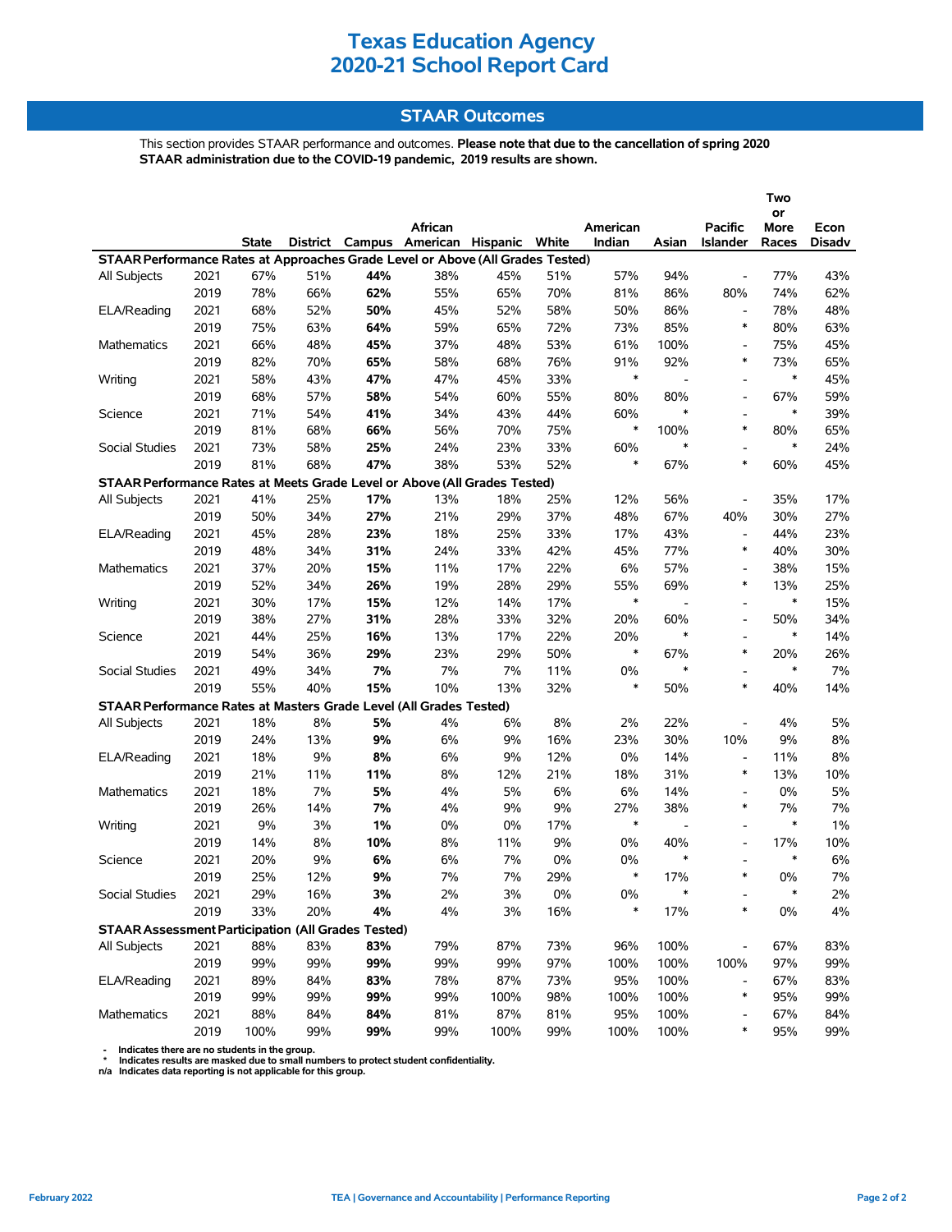# Texas Education Agency
# 2020-21 School Report Card

## STAAR Outcomes

This section provides STAAR performance and outcomes. **Please note that due to the cancellation of spring 2020 STAAR administration due to the COVID-19 pandemic, 2019 results are shown.**

| | | State | District | Campus | African American | Hispanic | White | American Indian | Asian | Pacific Islander | Two or More Races | Econ Disadv |
|---|---|---|---|---|---|---|---|---|---|---|---|---|
| **STAAR Performance Rates at Approaches Grade Level or Above (All Grades Tested)** | | | | | | | | | | | | |
| All Subjects | 2021 | 67% | 51% | **44%** | 38% | 45% | 51% | 57% | 94% | - | 77% | 43% |
| | 2019 | 78% | 66% | **62%** | 55% | 65% | 70% | 81% | 86% | 80% | 74% | 62% |
| ELA/Reading | 2021 | 68% | 52% | **50%** | 45% | 52% | 58% | 50% | 86% | - | 78% | 48% |
| | 2019 | 75% | 63% | **64%** | 59% | 65% | 72% | 73% | 85% | * | 80% | 63% |
| Mathematics | 2021 | 66% | 48% | **45%** | 37% | 48% | 53% | 61% | 100% | - | 75% | 45% |
| | 2019 | 82% | 70% | **65%** | 58% | 68% | 76% | 91% | 92% | * | 73% | 65% |
| Writing | 2021 | 58% | 43% | **47%** | 47% | 45% | 33% | * | - | - | * | 45% |
| | 2019 | 68% | 57% | **58%** | 54% | 60% | 55% | 80% | 80% | - | 67% | 59% |
| Science | 2021 | 71% | 54% | **41%** | 34% | 43% | 44% | 60% | * | - | * | 39% |
| | 2019 | 81% | 68% | **66%** | 56% | 70% | 75% | * | 100% | * | 80% | 65% |
| Social Studies | 2021 | 73% | 58% | **25%** | 24% | 23% | 33% | 60% | * | - | * | 24% |
| | 2019 | 81% | 68% | **47%** | 38% | 53% | 52% | * | 67% | * | 60% | 45% |
| **STAAR Performance Rates at Meets Grade Level or Above (All Grades Tested)** | | | | | | | | | | | | |
| All Subjects | 2021 | 41% | 25% | **17%** | 13% | 18% | 25% | 12% | 56% | - | 35% | 17% |
| | 2019 | 50% | 34% | **27%** | 21% | 29% | 37% | 48% | 67% | 40% | 30% | 27% |
| ELA/Reading | 2021 | 45% | 28% | **23%** | 18% | 25% | 33% | 17% | 43% | - | 44% | 23% |
| | 2019 | 48% | 34% | **31%** | 24% | 33% | 42% | 45% | 77% | * | 40% | 30% |
| Mathematics | 2021 | 37% | 20% | **15%** | 11% | 17% | 22% | 6% | 57% | - | 38% | 15% |
| | 2019 | 52% | 34% | **26%** | 19% | 28% | 29% | 55% | 69% | * | 13% | 25% |
| Writing | 2021 | 30% | 17% | **15%** | 12% | 14% | 17% | * | - | - | * | 15% |
| | 2019 | 38% | 27% | **31%** | 28% | 33% | 32% | 20% | 60% | - | 50% | 34% |
| Science | 2021 | 44% | 25% | **16%** | 13% | 17% | 22% | 20% | * | - | * | 14% |
| | 2019 | 54% | 36% | **29%** | 23% | 29% | 50% | * | 67% | * | 20% | 26% |
| Social Studies | 2021 | 49% | 34% | **7%** | 7% | 7% | 11% | 0% | * | - | * | 7% |
| | 2019 | 55% | 40% | **15%** | 10% | 13% | 32% | * | 50% | * | 40% | 14% |
| **STAAR Performance Rates at Masters Grade Level (All Grades Tested)** | | | | | | | | | | | | |
| All Subjects | 2021 | 18% | 8% | **5%** | 4% | 6% | 8% | 2% | 22% | - | 4% | 5% |
| | 2019 | 24% | 13% | **9%** | 6% | 9% | 16% | 23% | 30% | 10% | 9% | 8% |
| ELA/Reading | 2021 | 18% | 9% | **8%** | 6% | 9% | 12% | 0% | 14% | - | 11% | 8% |
| | 2019 | 21% | 11% | **11%** | 8% | 12% | 21% | 18% | 31% | * | 13% | 10% |
| Mathematics | 2021 | 18% | 7% | **5%** | 4% | 5% | 6% | 6% | 14% | - | 0% | 5% |
| | 2019 | 26% | 14% | **7%** | 4% | 9% | 9% | 27% | 38% | * | 7% | 7% |
| Writing | 2021 | 9% | 3% | **1%** | 0% | 0% | 17% | * | - | - | * | 1% |
| | 2019 | 14% | 8% | **10%** | 8% | 11% | 9% | 0% | 40% | - | 17% | 10% |
| Science | 2021 | 20% | 9% | **6%** | 6% | 7% | 0% | 0% | * | - | * | 6% |
| | 2019 | 25% | 12% | **9%** | 7% | 7% | 29% | * | 17% | * | 0% | 7% |
| Social Studies | 2021 | 29% | 16% | **3%** | 2% | 3% | 0% | 0% | * | - | * | 2% |
| | 2019 | 33% | 20% | **4%** | 4% | 3% | 16% | * | 17% | * | 0% | 4% |
| **STAAR Assessment Participation (All Grades Tested)** | | | | | | | | | | | | |
| All Subjects | 2021 | 88% | 83% | **83%** | 79% | 87% | 73% | 96% | 100% | - | 67% | 83% |
| | 2019 | 99% | 99% | **99%** | 99% | 99% | 97% | 100% | 100% | 100% | 97% | 99% |
| ELA/Reading | 2021 | 89% | 84% | **83%** | 78% | 87% | 73% | 95% | 100% | - | 67% | 83% |
| | 2019 | 99% | 99% | **99%** | 99% | 100% | 98% | 100% | 100% | * | 95% | 99% |
| Mathematics | 2021 | 88% | 84% | **84%** | 81% | 87% | 81% | 95% | 100% | - | 67% | 84% |
| | 2019 | 100% | 99% | **99%** | 99% | 100% | 99% | 100% | 100% | * | 95% | 99% |

- Indicates there are no students in the group.
\* Indicates results are masked due to small numbers to protect student confidentiality.
n/a Indicates data reporting is not applicable for this group.